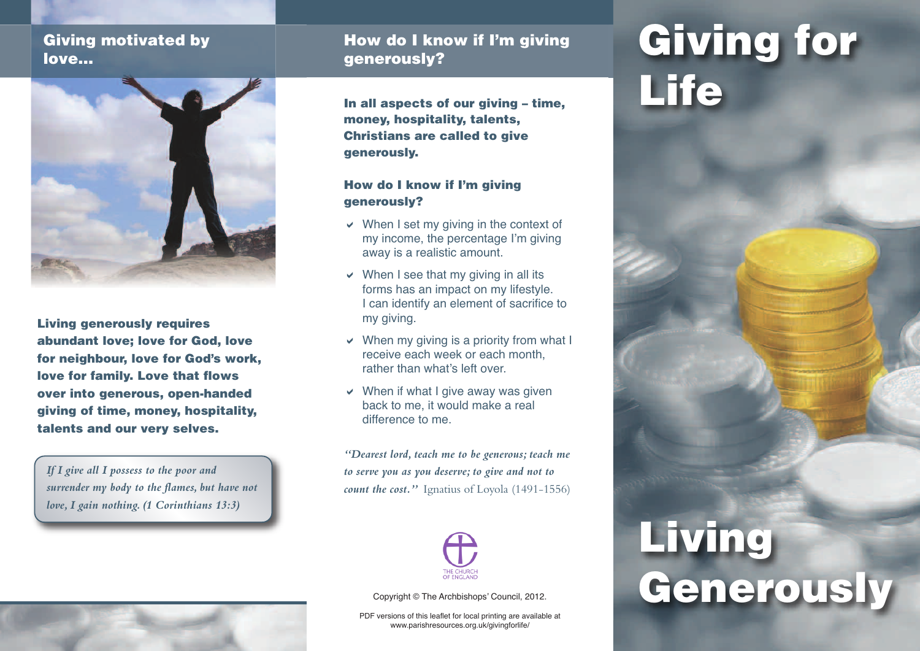## Giving motivated by love...

**Living generously requires abundant love; love for God, love for neighbour, love for God's work, love for family. Love that flows over into generous, open-handed giving of time, money, hospitality, talents and our very selves.**

*If I give all I possess to the poor and surrender my body to the flames, but have not love, I gain nothing. (1 Corinthians 13:3)*

## How do I know if I'm giving generously?

**In all aspects of our giving – time, money, hospitality, talents, Christians are called to give generously.**

### How do I know if I'm giving generously?

- ✔ When I set my giving in the context of my income, the percentage I'm giving away is a realistic amount.
- ✔ When I see that my giving in all its forms has an impact on my lifestyle. I can identify an element of sacrifice to my giving.
- ✔ When my giving is a priority from what I receive each week or each month, rather than what's left over.
- ✔ When if what I give away was given back to me, it would make a real difference to me.

*"Dearest lord, teach me to be generous; teach me to serve you as you deserve; to give and not to count the cost."* Ignatius of Loyola (1491-1556)

THE CHURCH OF ENGLAND

Copyright © The Archbishops' Council, 2012.

PDF versions of this leaflet for local printing are available at www.parishresources.org.uk/givingforlife/

# Giving for Life

# Living Generously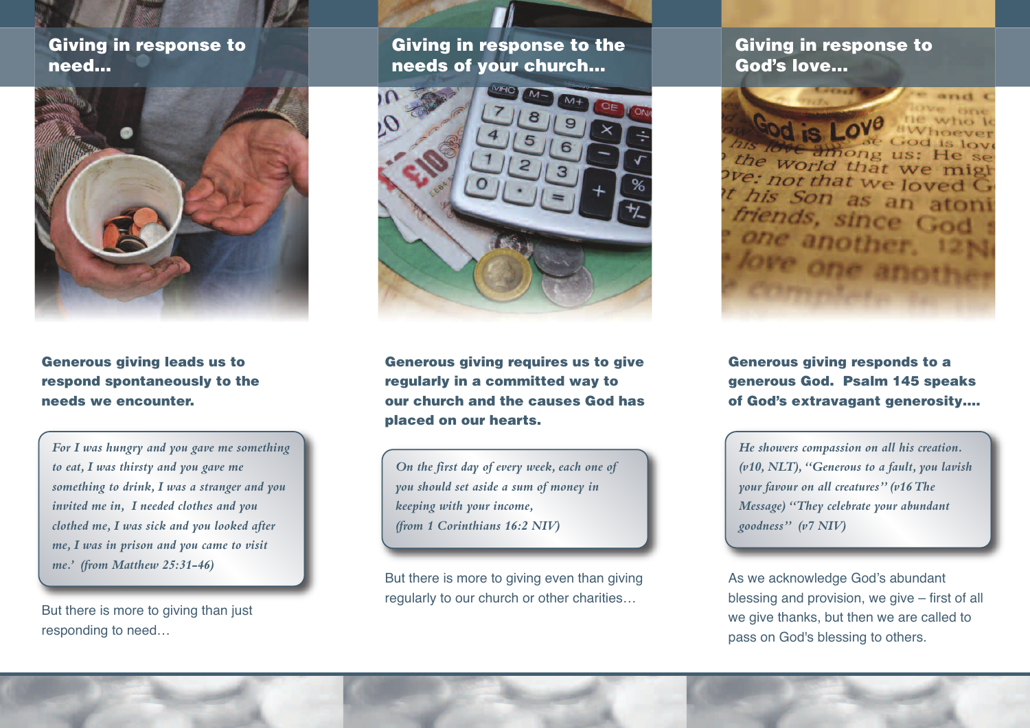## Giving in response to need…

**Generous giving leads us to respond spontaneously to the needs we encounter.**

*For I was hungry and you gave me something to eat, I was thirsty and you gave me something to drink, I was a stranger and you invited me in, I needed clothes and you clothed me, I was sick and you looked after me, I was in prison and you came to visit me.' (from Matthew 25:31-46)*

But there is more to giving than just responding to need…

## Giving in response to the needs of your church…

**Generous giving requires us to give regularly in a committed way to our church and the causes God has placed on our hearts.**

*On the first day of every week, each one of you should set aside a sum of money in keeping with your income, (from 1 Corinthians 16:2 NIV)*

But there is more to giving even than giving regularly to our church or other charities…

## Giving in response to God's love…

**Generous giving responds to a generous God. Psalm 145 speaks of God's extravagant generosity….**

*He showers compassion on all his creation. (v10, NLT), "Generous to a fault, you lavish your favour on all creatures" (v16 The Message) "They celebrate your abundant goodness" (v7 NIV)*

As we acknowledge God's abundant blessing and provision, we give – first of all we give thanks, but then we are called to pass on God's blessing to others.